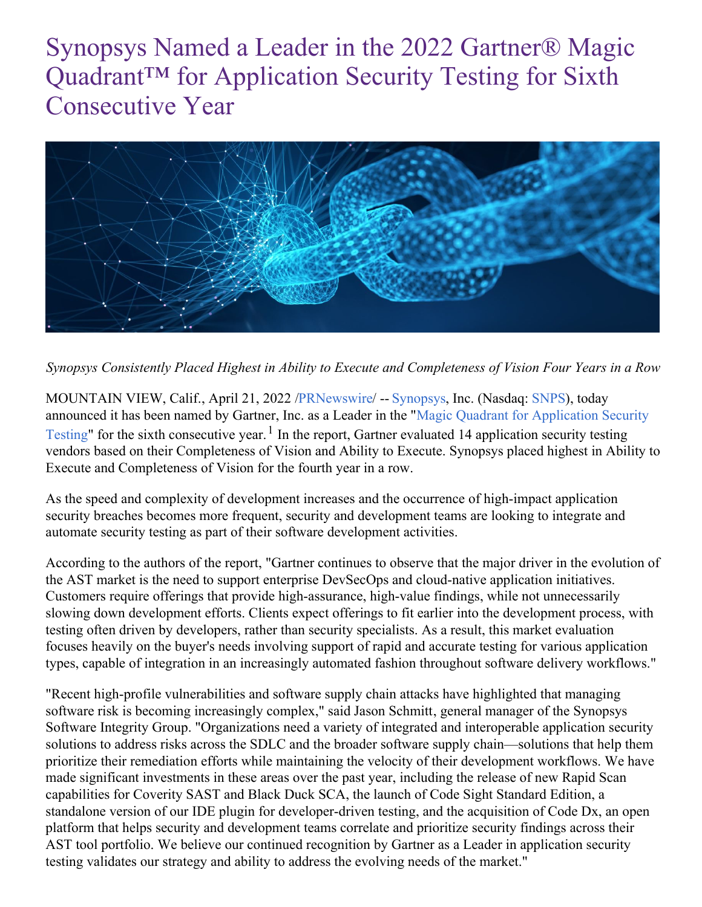# Synopsys Named a Leader in the 2022 Gartner® Magic Quadrant™ for Application Security Testing for Sixth Consecutive Year

*Synopsys Consistently Placed Highest in Ability to Execute and Completeness of Vision Four Years in a Row*

MOUNTAIN VIEW, Calif., April 21, 2022 /PRNewswire/ -- Synopsys, Inc. (Nasdaq: SNPS), today announced it has been named by Gartner, Inc. as a Leader in the "Magic Quadrant for Application Security Testing" for the sixth consecutive year.[1] In the report, Gartner evaluated 14 application security testing vendors based on their Completeness of Vision and Ability to Execute. Synopsys placed highest in Ability to Execute and Completeness of Vision for the fourth year in a row.

As the speed and complexity of development increases and the occurrence of high-impact application security breaches becomes more frequent, security and development teams are looking to integrate and automate security testing as part of their software development activities.

According to the authors of the report, "Gartner continues to observe that the major driver in the evolution of the AST market is the need to support enterprise DevSecOps and cloud-native application initiatives. Customers require offerings that provide high-assurance, high-value findings, while not unnecessarily slowing down development efforts. Clients expect offerings to fit earlier into the development process, with testing often driven by developers, rather than security specialists. As a result, this market evaluation focuses heavily on the buyer's needs involving support of rapid and accurate testing for various application types, capable of integration in an increasingly automated fashion throughout software delivery workflows."

"Recent high-profile vulnerabilities and software supply chain attacks have highlighted that managing software risk is becoming increasingly complex," said Jason Schmitt, general manager of the Synopsys Software Integrity Group. "Organizations need a variety of integrated and interoperable application security solutions to address risks across the SDLC and the broader software supply chain—solutions that help them prioritize their remediation efforts while maintaining the velocity of their development workflows. We have made significant investments in these areas over the past year, including the release of new Rapid Scan capabilities for Coverity SAST and Black Duck SCA, the launch of Code Sight Standard Edition, a standalone version of our IDE plugin for developer-driven testing, and the acquisition of Code Dx, an open platform that helps security and development teams correlate and prioritize security findings across their AST tool portfolio. We believe our continued recognition by Gartner as a Leader in application security testing validates our strategy and ability to address the evolving needs of the market."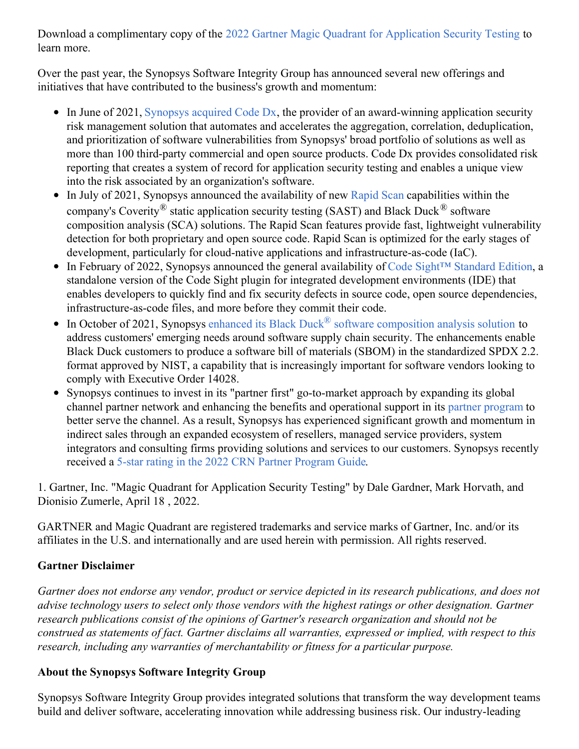Download a complimentary copy of the 2022 Gartner Magic Quadrant for Application Security Testing to learn more.

Over the past year, the Synopsys Software Integrity Group has announced several new offerings and initiatives that have contributed to the business's growth and momentum:

- In June of 2021, Synopsys acquired Code Dx, the provider of an award-winning application security risk management solution that automates and accelerates the aggregation, correlation, deduplication, and prioritization of software vulnerabilities from Synopsys' broad portfolio of solutions as well as more than 100 third-party commercial and open source products. Code Dx provides consolidated risk reporting that creates a system of record for application security testing and enables a unique view into the risk associated by an organization's software.
- In July of 2021, Synopsys announced the availability of new Rapid Scan capabilities within the company's Coverity® static application security testing (SAST) and Black Duck® software composition analysis (SCA) solutions. The Rapid Scan features provide fast, lightweight vulnerability detection for both proprietary and open source code. Rapid Scan is optimized for the early stages of development, particularly for cloud-native applications and infrastructure-as-code (IaC).
- In February of 2022, Synopsys announced the general availability of Code Sight™ Standard Edition, a standalone version of the Code Sight plugin for integrated development environments (IDE) that enables developers to quickly find and fix security defects in source code, open source dependencies, infrastructure-as-code files, and more before they commit their code.
- In October of 2021, Synopsys enhanced its Black Duck® software composition analysis solution to address customers' emerging needs around software supply chain security. The enhancements enable Black Duck customers to produce a software bill of materials (SBOM) in the standardized SPDX 2.2. format approved by NIST, a capability that is increasingly important for software vendors looking to comply with Executive Order 14028.
- Synopsys continues to invest in its "partner first" go-to-market approach by expanding its global channel partner network and enhancing the benefits and operational support in its partner program to better serve the channel. As a result, Synopsys has experienced significant growth and momentum in indirect sales through an expanded ecosystem of resellers, managed service providers, system integrators and consulting firms providing solutions and services to our customers. Synopsys recently received a 5-star rating in the 2022 CRN Partner Program Guide.

1. Gartner, Inc. "Magic Quadrant for Application Security Testing" by Dale Gardner, Mark Horvath, and Dionisio Zumerle, April 18 , 2022.

GARTNER and Magic Quadrant are registered trademarks and service marks of Gartner, Inc. and/or its affiliates in the U.S. and internationally and are used herein with permission. All rights reserved.

**Gartner Disclaimer**

*Gartner does not endorse any vendor, product or service depicted in its research publications, and does not advise technology users to select only those vendors with the highest ratings or other designation. Gartner research publications consist of the opinions of Gartner's research organization and should not be construed as statements of fact. Gartner disclaims all warranties, expressed or implied, with respect to this research, including any warranties of merchantability or fitness for a particular purpose.*

**About the Synopsys Software Integrity Group**

Synopsys Software Integrity Group provides integrated solutions that transform the way development teams build and deliver software, accelerating innovation while addressing business risk. Our industry-leading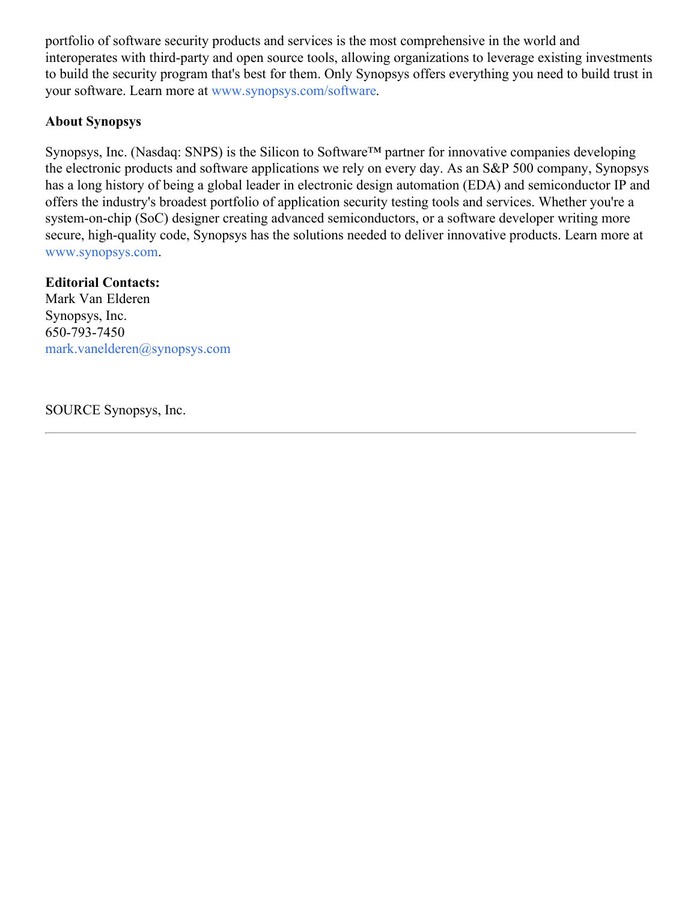portfolio of software security products and services is the most comprehensive in the world and interoperates with third-party and open source tools, allowing organizations to leverage existing investments to build the security program that's best for them. Only Synopsys offers everything you need to build trust in your software. Learn more at www.synopsys.com/software.

**About Synopsys**

Synopsys, Inc. (Nasdaq: SNPS) is the Silicon to Software™ partner for innovative companies developing the electronic products and software applications we rely on every day. As an S&P 500 company, Synopsys has a long history of being a global leader in electronic design automation (EDA) and semiconductor IP and offers the industry's broadest portfolio of application security testing tools and services. Whether you're a system-on-chip (SoC) designer creating advanced semiconductors, or a software developer writing more secure, high-quality code, Synopsys has the solutions needed to deliver innovative products. Learn more at www.synopsys.com.

**Editorial Contacts:**
Mark Van Elderen
Synopsys, Inc.
650-793-7450
mark.vanelderen@synopsys.com

SOURCE Synopsys, Inc.

---